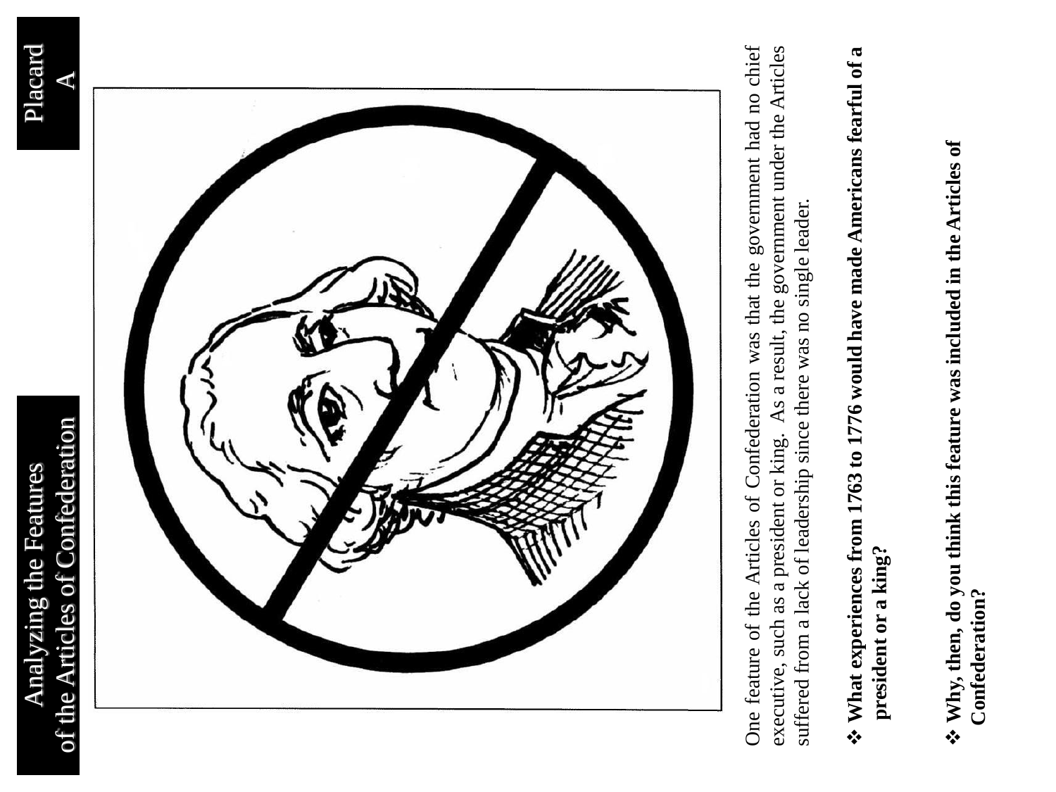# Analyzing the Features of the Articles of Confederation

## Placard A

One feature of the Articles of Confederation was that the government had no chief executive, such as a president or king. As a result, the government under the Articles suffered from a lack of leadership since there was no single leader.

- **What experiences from 1763 to 1776 would have made Americans fearful of a president or a king?**

- **Why, then, do you think this feature was included in the Articles of Confederation?**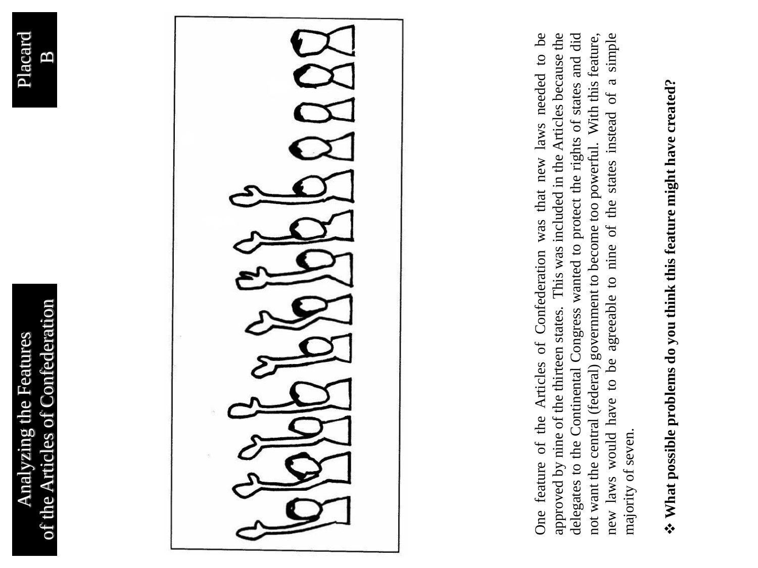# Analyzing the Features of the Articles of Confederation

## Placard B

One feature of the Articles of Confederation was that new laws needed to be approved by nine of the thirteen states. This was included in the Articles because the delegates to the Continental Congress wanted to protect the rights of states and did not want the central (federal) government to become too powerful. With this feature, new laws would have to be agreeable to nine of the states instead of a simple majority of seven.

❖ **What possible problems do you think this feature might have created?**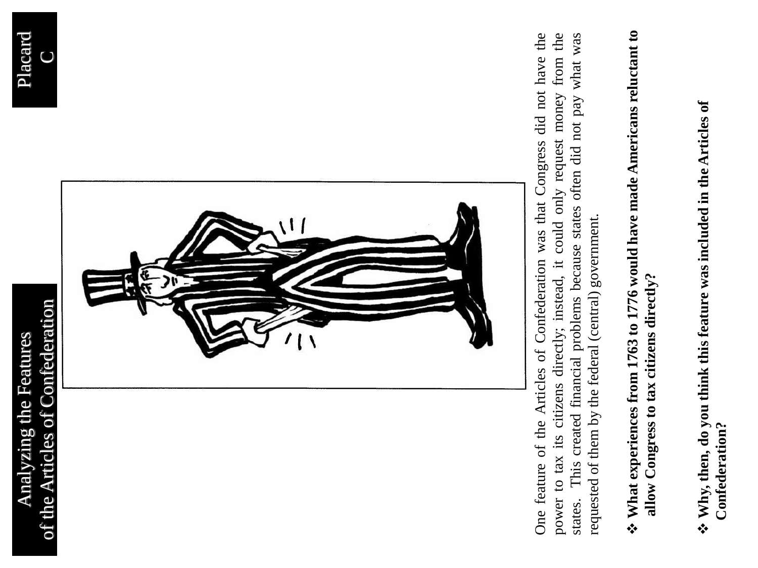# Analyzing the Features of the Articles of Confederation

**Placard C**

One feature of the Articles of Confederation was that Congress did not have the power to tax its citizens directly; instead, it could only request money from the states. This created financial problems because states often did not pay what was requested of them by the federal (central) government.

- **What experiences from 1763 to 1776 would have made Americans reluctant to allow Congress to tax citizens directly?**

- **Why, then, do you think this feature was included in the Articles of Confederation?**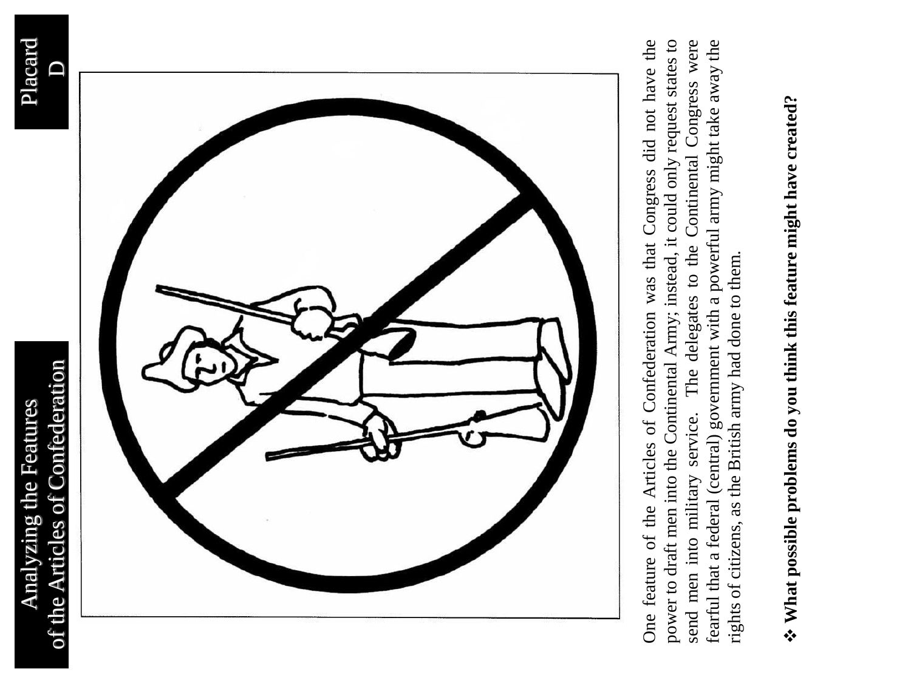# Analyzing the Features of the Articles of Confederation

## Placard D

One feature of the Articles of Confederation was that Congress did not have the power to draft men into the Continental Army; instead, it could only request states to send men into military service. The delegates to the Continental Congress were fearful that a federal (central) government with a powerful army might take away the rights of citizens, as the British army had done to them.

❖ **What possible problems do you think this feature might have created?**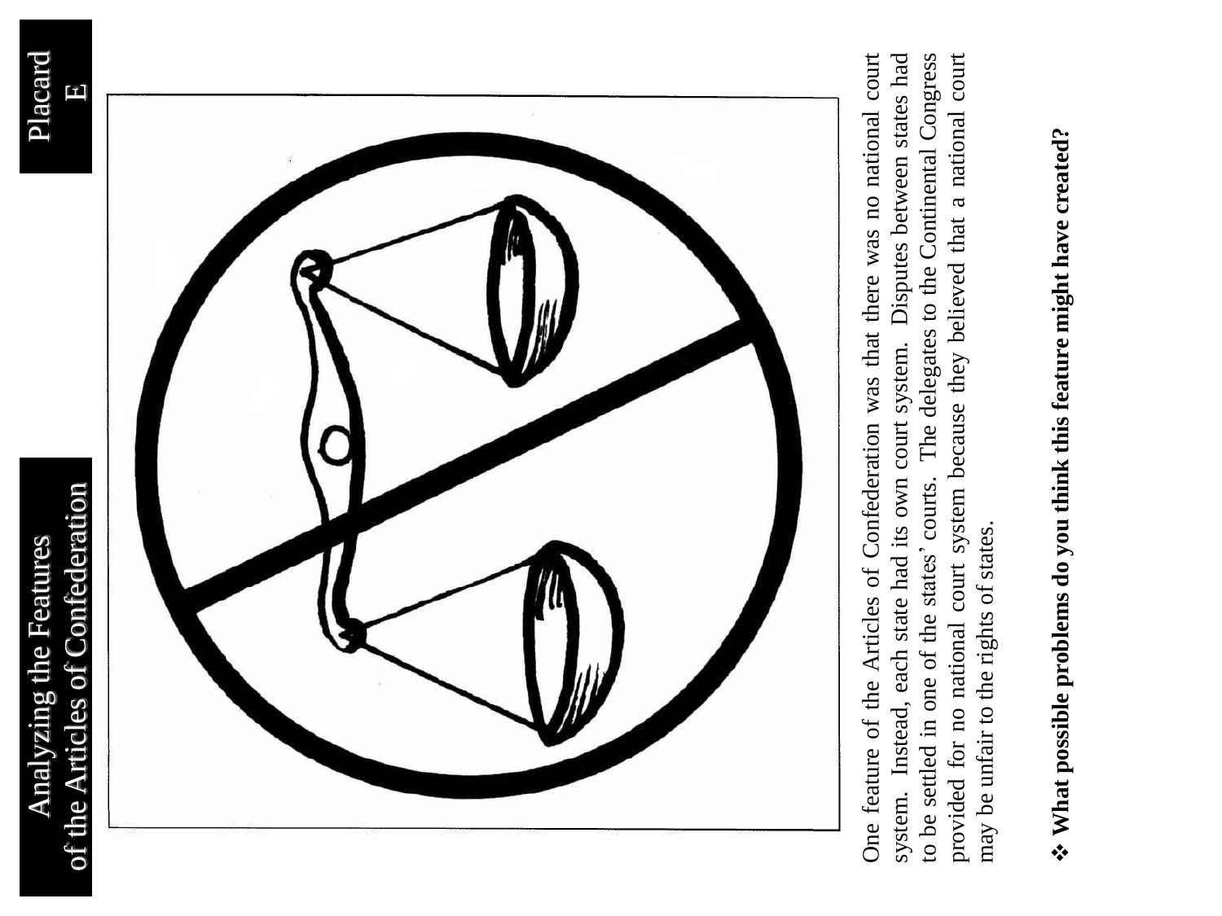# Analyzing the Features of the Articles of Confederation

## Placard E

One feature of the Articles of Confederation was that there was no national court system. Instead, each state had its own court system. Disputes between states had to be settled in one of the states' courts. The delegates to the Continental Congress provided for no national court system because they believed that a national court may be unfair to the rights of states.

❖ **What possible problems do you think this feature might have created?**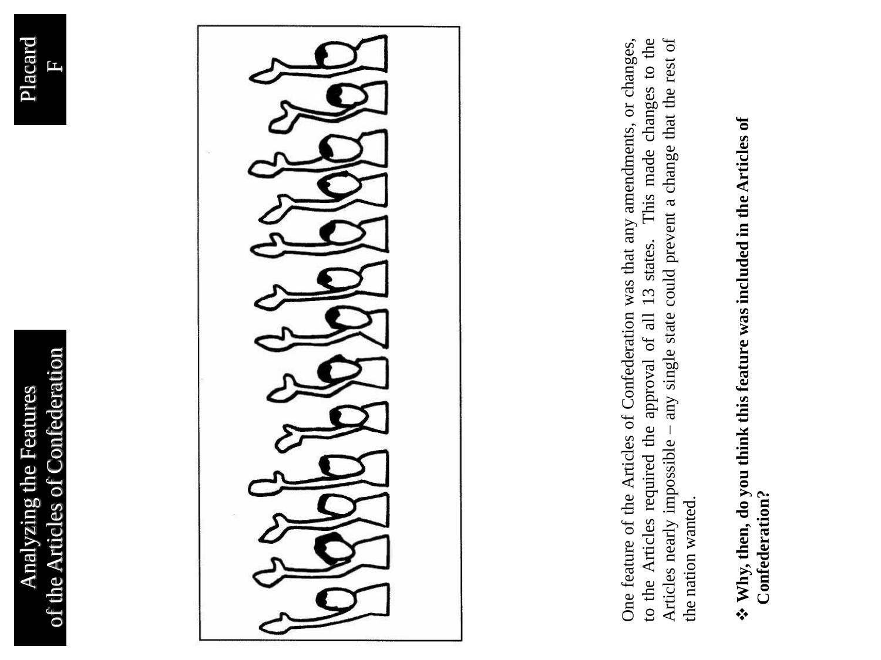# Analyzing the Features of the Articles of Confederation

## Placard F

One feature of the Articles of Confederation was that any amendments, or changes, to the Articles required the approval of all 13 states. This made changes to the Articles nearly impossible – any single state could prevent a change that the rest of the nation wanted.

❖ **Why, then, do you think this feature was included in the Articles of Confederation?**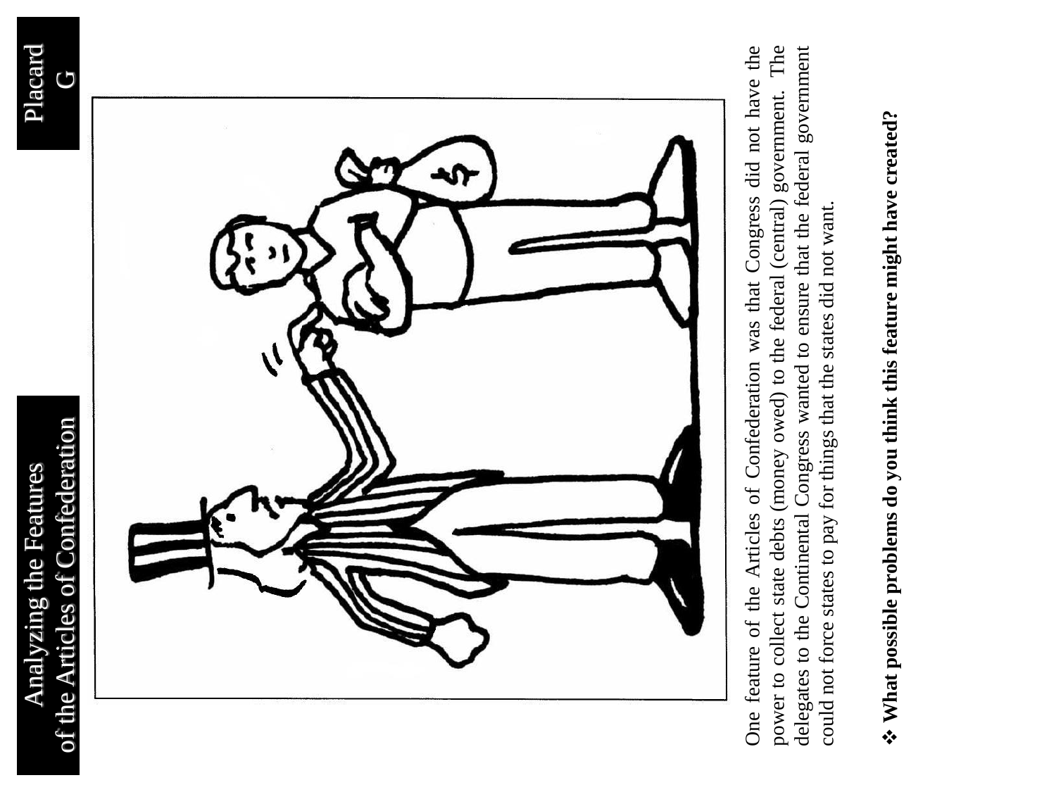# Analyzing the Features of the Articles of Confederation

## Placard G

One feature of the Articles of Confederation was that Congress did not have the power to collect state debts (money owed) to the federal (central) government. The delegates to the Continental Congress wanted to ensure that the federal government could not force states to pay for things that the states did not want.

❖ **What possible problems do you think this feature might have created?**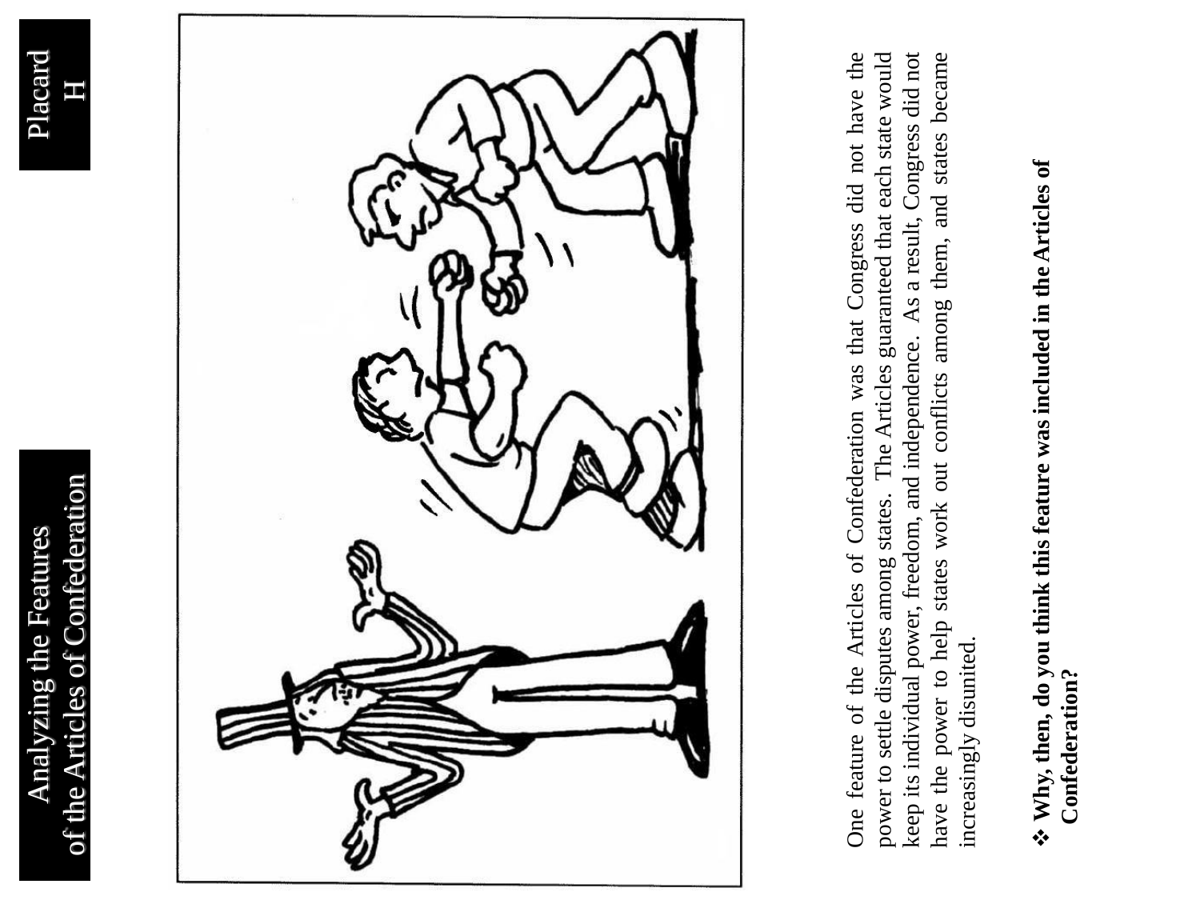Placard H

# Analyzing the Features of the Articles of Confederation

One feature of the Articles of Confederation was that Congress did not have the power to settle disputes among states. The Articles guaranteed that each state would keep its individual power, freedom, and independence. As a result, Congress did not have the power to help states work out conflicts among them, and states became increasingly disunited.

- **Why, then, do you think this feature was included in the Articles of Confederation?**